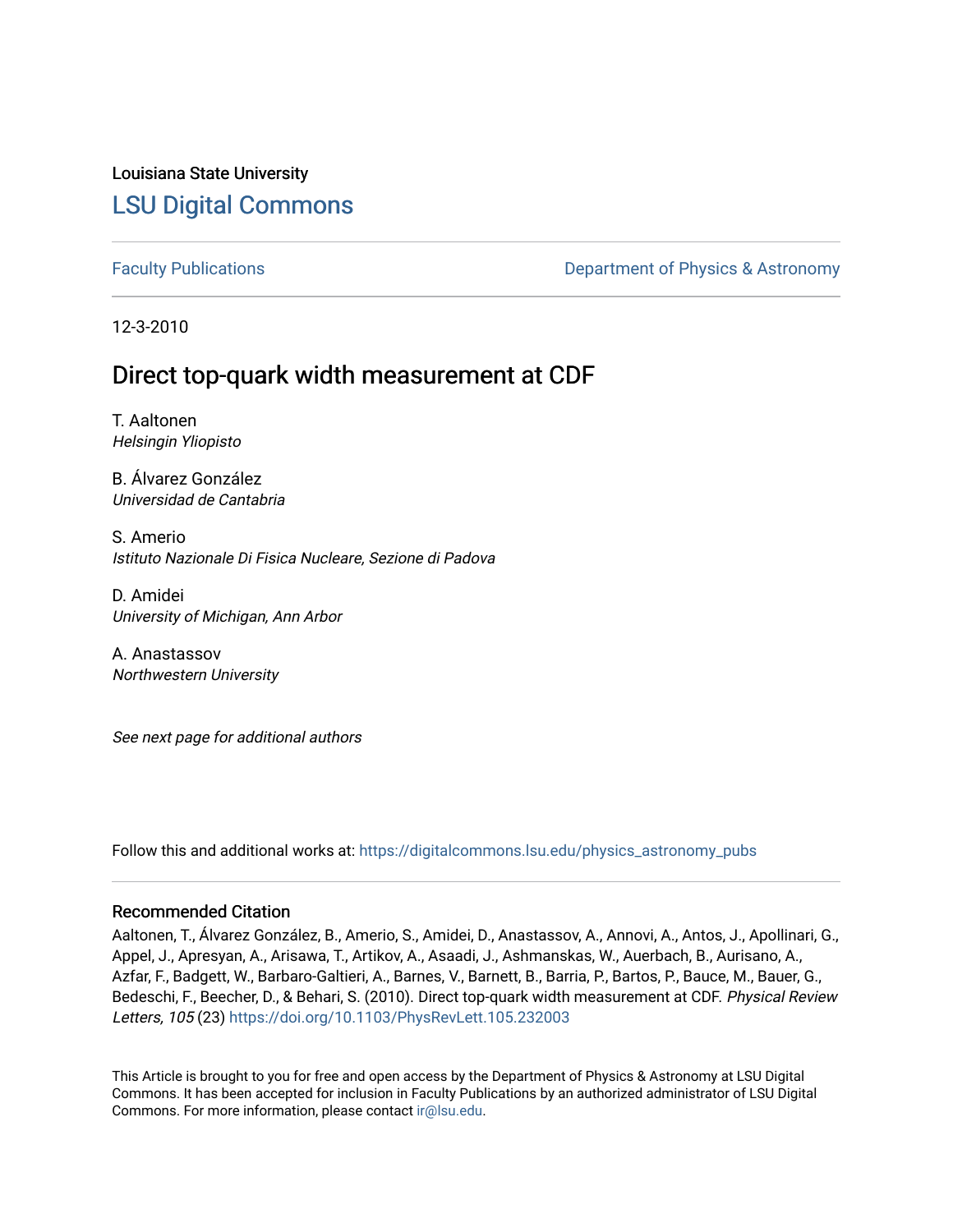Louisiana State University

# LSU Digital Commons

Faculty Publications

Department of Physics & Astronomy

12-3-2010

## Direct top-quark width measurement at CDF

T. Aaltonen
*Helsingin Yliopisto*

B. Álvarez González
*Universidad de Cantabria*

S. Amerio
*Istituto Nazionale Di Fisica Nucleare, Sezione di Padova*

D. Amidei
*University of Michigan, Ann Arbor*

A. Anastassov
*Northwestern University*

*See next page for additional authors*

Follow this and additional works at: https://digitalcommons.lsu.edu/physics_astronomy_pubs

### Recommended Citation

Aaltonen, T., Álvarez González, B., Amerio, S., Amidei, D., Anastassov, A., Annovi, A., Antos, J., Apollinari, G., Appel, J., Apresyan, A., Arisawa, T., Artikov, A., Asaadi, J., Ashmanskas, W., Auerbach, B., Aurisano, A., Azfar, F., Badgett, W., Barbaro-Galtieri, A., Barnes, V., Barnett, B., Barria, P., Bartos, P., Bauce, M., Bauer, G., Bedeschi, F., Beecher, D., & Behari, S. (2010). Direct top-quark width measurement at CDF. *Physical Review Letters, 105* (23) https://doi.org/10.1103/PhysRevLett.105.232003

This Article is brought to you for free and open access by the Department of Physics & Astronomy at LSU Digital Commons. It has been accepted for inclusion in Faculty Publications by an authorized administrator of LSU Digital Commons. For more information, please contact ir@lsu.edu.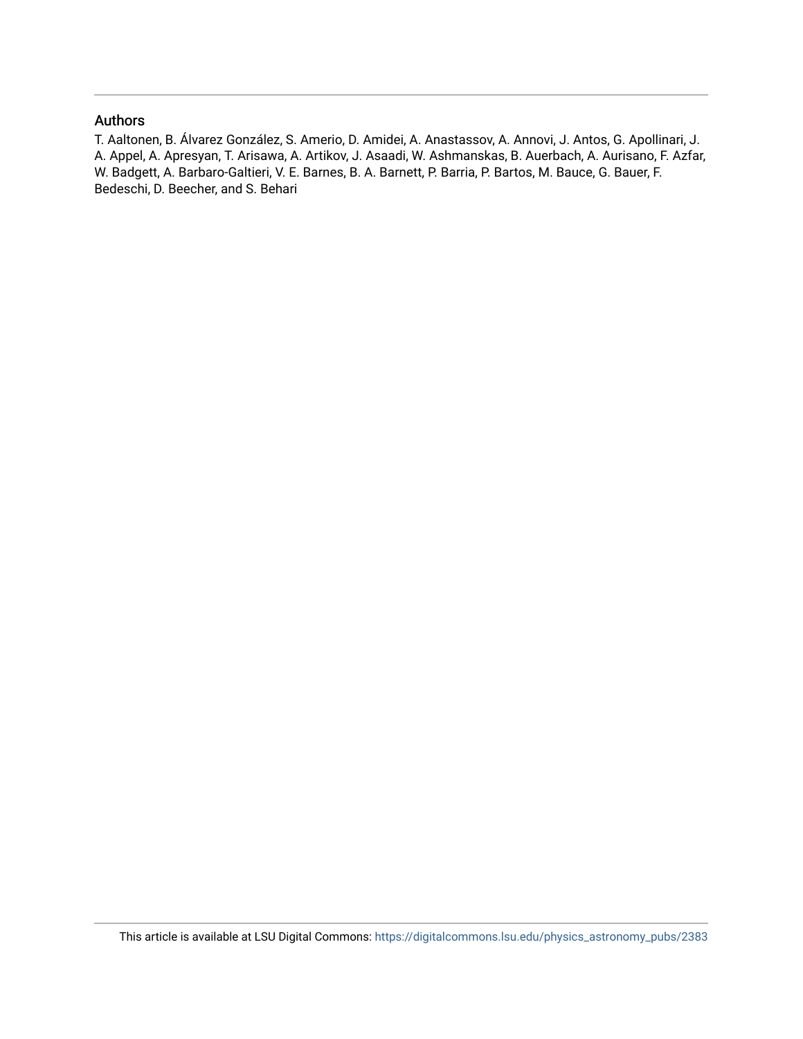## Authors

T. Aaltonen, B. Álvarez González, S. Amerio, D. Amidei, A. Anastassov, A. Annovi, J. Antos, G. Apollinari, J. A. Appel, A. Apresyan, T. Arisawa, A. Artikov, J. Asaadi, W. Ashmanskas, B. Auerbach, A. Aurisano, F. Azfar, W. Badgett, A. Barbaro-Galtieri, V. E. Barnes, B. A. Barnett, P. Barria, P. Bartos, M. Bauce, G. Bauer, F. Bedeschi, D. Beecher, and S. Behari

This article is available at LSU Digital Commons: https://digitalcommons.lsu.edu/physics_astronomy_pubs/2383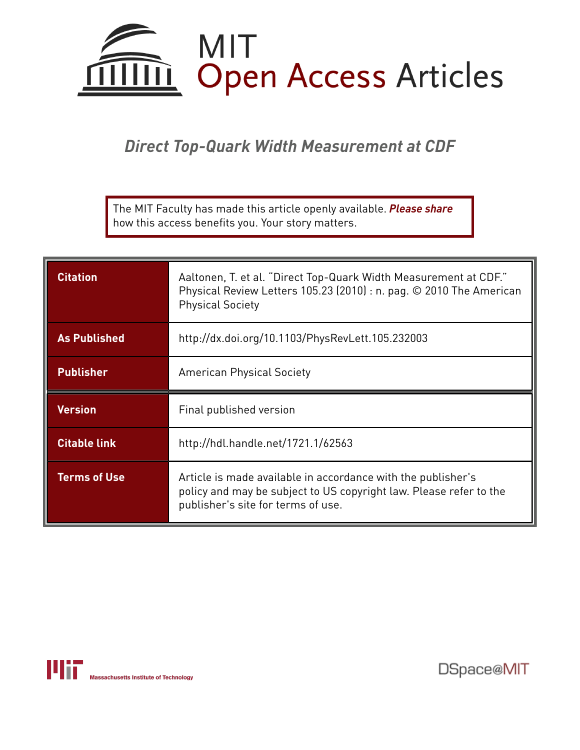# Direct Top-Quark Width Measurement at CDF

The MIT Faculty has made this article openly available. ***Please share*** how this access benefits you. Your story matters.

| | |
|---|---|
| **Citation** | Aaltonen, T. et al. "Direct Top-Quark Width Measurement at CDF." Physical Review Letters 105.23 (2010) : n. pag. © 2010 The American Physical Society |
| **As Published** | http://dx.doi.org/10.1103/PhysRevLett.105.232003 |
| **Publisher** | American Physical Society |
| **Version** | Final published version |
| **Citable link** | http://hdl.handle.net/1721.1/62563 |
| **Terms of Use** | Article is made available in accordance with the publisher's policy and may be subject to US copyright law. Please refer to the publisher's site for terms of use. |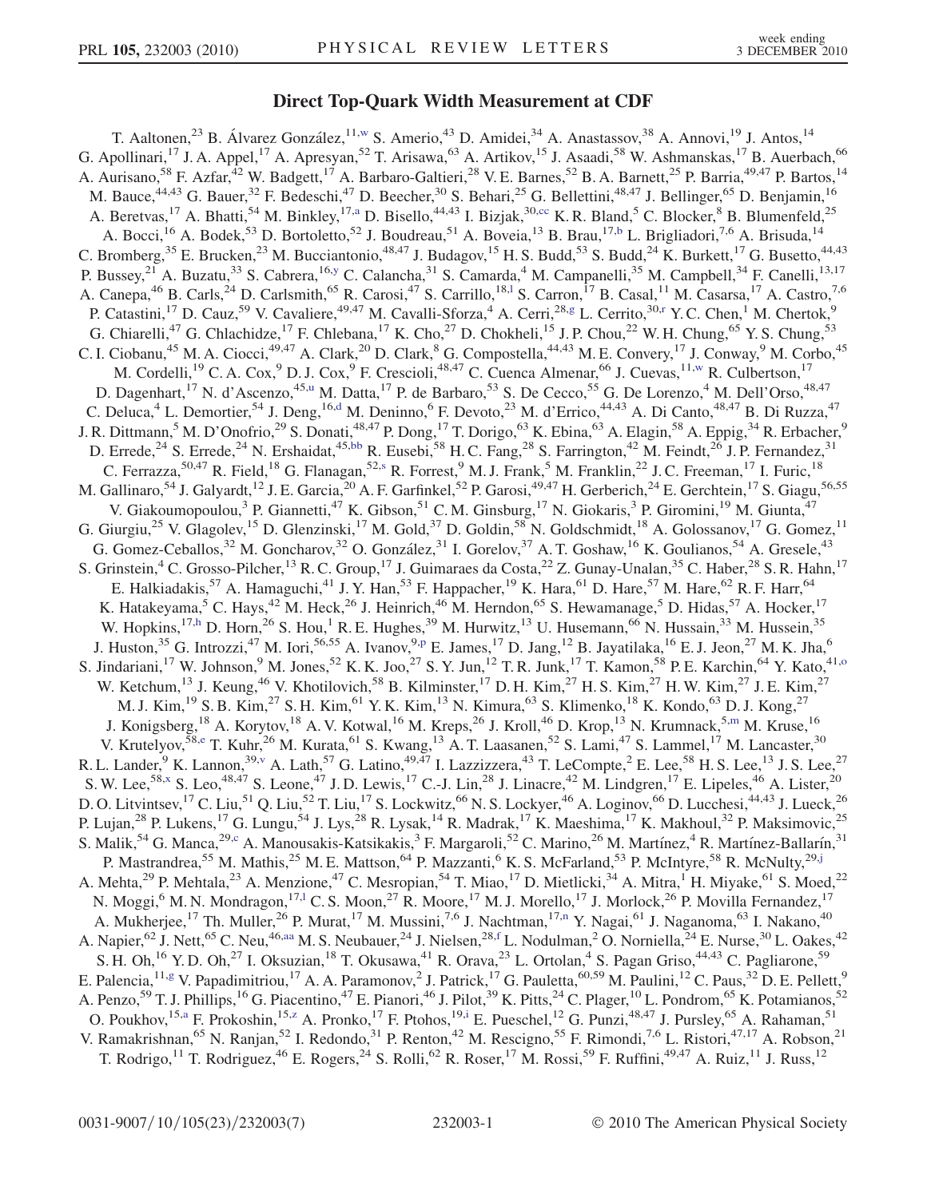# Direct Top-Quark Width Measurement at CDF

T. Aaltonen,[23] B. Álvarez González,[11,w] S. Amerio,[43] D. Amidei,[34] A. Anastassov,[38] A. Annovi,[19] J. Antos,[14] G. Apollinari,[17] J. A. Appel,[17] A. Apresyan,[52] T. Arisawa,[63] A. Artikov,[15] J. Asaadi,[58] W. Ashmanskas,[17] B. Auerbach,[66] A. Aurisano,[58] F. Azfar,[42] W. Badgett,[17] A. Barbaro-Galtieri,[28] V. E. Barnes,[52] B. A. Barnett,[25] P. Barria,[49,47] P. Bartos,[14] M. Bauce,[44,43] G. Bauer,[32] F. Bedeschi,[47] D. Beecher,[30] S. Behari,[25] G. Bellettini,[48,47] J. Bellinger,[65] D. Benjamin,[16] A. Beretvas,[17] A. Bhatti,[54] M. Binkley,[17,a] D. Bisello,[44,43] I. Bizjak,[30,cc] K. R. Bland,[5] C. Blocker,[8] B. Blumenfeld,[25] A. Bocci,[16] A. Bodek,[53] D. Bortoletto,[52] J. Boudreau,[51] A. Boveia,[13] B. Brau,[17,b] L. Brigliadori,[7,6] A. Brisuda,[14] C. Bromberg,[35] E. Brucken,[23] M. Bucciantonio,[48,47] J. Budagov,[15] H. S. Budd,[53] S. Budd,[24] K. Burkett,[17] G. Busetto,[44,43] P. Bussey,[21] A. Buzatu,[33] S. Cabrera,[16,y] C. Calancha,[31] S. Camarda,[4] M. Campanelli,[35] M. Campbell,[34] F. Canelli,[13,17] A. Canepa,[46] B. Carls,[24] D. Carlsmith,[65] R. Carosi,[47] S. Carrillo,[18,l] S. Carron,[17] B. Casal,[11] M. Casarsa,[17] A. Castro,[7,6] P. Catastini,[17] D. Cauz,[59] V. Cavaliere,[49,47] M. Cavalli-Sforza,[4] A. Cerri,[28,g] L. Cerrito,[30,r] Y. C. Chen,[1] M. Chertok,[9] G. Chiarelli,[47] G. Chlachidze,[17] F. Chlebana,[17] K. Cho,[27] D. Chokheli,[15] J. P. Chou,[22] W. H. Chung,[65] Y. S. Chung,[53] C. I. Ciobanu,[45] M. A. Ciocci,[49,47] A. Clark,[20] D. Clark,[8] G. Compostella,[44,43] M. E. Convery,[17] J. Conway,[9] M. Corbo,[45] M. Cordelli,[19] C. A. Cox,[9] D. J. Cox,[9] F. Crescioli,[48,47] C. Cuenca Almenar,[66] J. Cuevas,[11,w] R. Culbertson,[17] D. Dagenhart,[17] N. d'Ascenzo,[45,u] M. Datta,[17] P. de Barbaro,[53] S. De Cecco,[55] G. De Lorenzo,[4] M. Dell'Orso,[48,47] C. Deluca,[4] L. Demortier,[54] J. Deng,[16,d] M. Deninno,[6] F. Devoto,[23] M. d'Errico,[44,43] A. Di Canto,[48,47] B. Di Ruzza,[47] J. R. Dittmann,[5] M. D'Onofrio,[29] S. Donati,[48,47] P. Dong,[17] T. Dorigo,[63] K. Ebina,[63] A. Elagin,[58] A. Eppig,[34] R. Erbacher,[9] D. Errede,[24] S. Errede,[24] N. Ershaidat,[45,bb] R. Eusebi,[58] H. C. Fang,[28] S. Farrington,[42] M. Feindt,[26] J. P. Fernandez,[31] C. Ferrazza,[50,47] R. Field,[18] G. Flanagan,[52,s] R. Forrest,[9] M. J. Frank,[5] M. Franklin,[22] J. C. Freeman,[17] I. Furic,[18] M. Gallinaro,[54] J. Galyardt,[12] J. E. Garcia,[20] A. F. Garfinkel,[52] P. Garosi,[49,47] H. Gerberich,[24] E. Gerchtein,[17] S. Giagu,[56,55] V. Giakoumopoulou,[3] P. Giannetti,[47] K. Gibson,[51] C. M. Ginsburg,[17] N. Giokaris,[3] P. Giromini,[19] M. Giunta,[47] G. Giurgiu,[25] V. Glagolev,[15] D. Glenzinski,[17] M. Gold,[37] D. Goldin,[58] N. Goldschmidt,[18] A. Golossanov,[17] G. Gomez,[11] G. Gomez-Ceballos,[32] M. Goncharov,[32] O. González,[31] I. Gorelov,[37] A. T. Goshaw,[16] K. Goulianos,[54] A. Gresele,[43] S. Grinstein,[4] C. Grosso-Pilcher,[13] R. C. Group,[17] J. Guimaraes da Costa,[22] Z. Gunay-Unalan,[35] C. Haber,[28] S. R. Hahn,[17] E. Halkiadakis,[57] A. Hamaguchi,[41] J. Y. Han,[53] F. Happacher,[19] K. Hara,[61] D. Hare,[57] M. Hare,[62] R. F. Harr,[64] K. Hatakeyama,[5] C. Hays,[42] M. Heck,[26] J. Heinrich,[46] M. Herndon,[65] S. Hewamanage,[5] D. Hidas,[57] A. Hocker,[17] W. Hopkins,[17,h] D. Horn,[26] S. Hou,[1] R. E. Hughes,[39] M. Hurwitz,[13] U. Husemann,[66] N. Hussain,[33] M. Hussein,[35] J. Huston,[35] G. Introzzi,[47] M. Iori,[56,55] A. Ivanov,[9,p] E. James,[17] D. Jang,[12] B. Jayatilaka,[16] E. J. Jeon,[27] M. K. Jha,[6] S. Jindariani,[17] W. Johnson,[9] M. Jones,[52] K. K. Joo,[27] S. Y. Jun,[12] T. R. Junk,[17] T. Kamon,[58] P. E. Karchin,[64] Y. Kato,[41,o] W. Ketchum,[13] J. Keung,[46] V. Khotilovich,[58] B. Kilminster,[17] D. H. Kim,[27] H. S. Kim,[27] H. W. Kim,[27] J. E. Kim,[27] M. J. Kim,[19] S. B. Kim,[27] S. H. Kim,[61] Y. K. Kim,[13] N. Kimura,[63] S. Klimenko,[18] K. Kondo,[63] D. J. Kong,[27] J. Konigsberg,[18] A. Korytov,[18] A. V. Kotwal,[16] M. Kreps,[26] J. Kroll,[46] D. Krop,[13] N. Krumnack,[5,m] M. Kruse,[16] V. Krutelyov,[58,e] T. Kuhr,[26] M. Kurata,[61] S. Kwang,[13] A. T. Laasanen,[52] S. Lami,[47] S. Lammel,[17] M. Lancaster,[30] R. L. Lander,[9] K. Lannon,[39,v] A. Lath,[57] G. Latino,[49,47] I. Lazzizzera,[43] T. LeCompte,[2] E. Lee,[58] H. S. Lee,[13] J. S. Lee,[27] S. W. Lee,[58,x] S. Leo,[48,47] S. Leone,[47] J. D. Lewis,[17] C.-J. Lin,[28] J. Linacre,[42] M. Lindgren,[17] E. Lipeles,[46] A. Lister,[20] D. O. Litvintsev,[17] C. Liu,[51] Q. Liu,[52] T. Liu,[17] S. Lockwitz,[66] N. S. Lockyer,[46] A. Loginov,[66] D. Lucchesi,[44,43] J. Lueck,[26] P. Lujan,[28] P. Lukens,[17] G. Lungu,[54] J. Lys,[28] R. Lysak,[14] R. Madrak,[17] K. Maeshima,[17] K. Makhoul,[32] P. Maksimovic,[25] S. Malik,[54] G. Manca,[29,c] A. Manousakis-Katsikakis,[3] F. Margaroli,[52] C. Marino,[26] M. Martínez,[4] R. Martínez-Ballarín,[31] P. Mastrandrea,[55] M. Mathis,[25] M. E. Mattson,[64] P. Mazzanti,[6] K. S. McFarland,[53] P. McIntyre,[58] R. McNulty,[29,j] A. Mehta,[29] P. Mehtala,[23] A. Menzione,[47] C. Mesropian,[54] T. Miao,[17] D. Mietlicki,[34] A. Mitra,[1] H. Miyake,[61] S. Moed,[22] N. Moggi,[6] M. N. Mondragon,[17,l] C. S. Moon,[27] R. Moore,[17] M. J. Morello,[17] J. Morlock,[26] P. Movilla Fernandez,[17] A. Mukherjee,[17] Th. Muller,[26] P. Murat,[17] M. Mussini,[7,6] J. Nachtman,[17,n] Y. Nagai,[61] J. Naganoma,[63] I. Nakano,[40] A. Napier,[62] J. Nett,[65] C. Neu,[46,aa] M. S. Neubauer,[24] J. Nielsen,[28,f] L. Nodulman,[2] O. Norniella,[24] E. Nurse,[30] L. Oakes,[42] S. H. Oh,[16] Y. D. Oh,[27] I. Oksuzian,[18] T. Okusawa,[41] R. Orava,[23] L. Ortolan,[4] S. Pagan Griso,[44,43] C. Pagliarone,[59] E. Palencia,[11,g] V. Papadimitriou,[17] A. A. Paramonov,[2] J. Patrick,[17] G. Pauletta,[60,59] M. Paulini,[12] C. Paus,[32] D. E. Pellett,[9] A. Penzo,[59] T. J. Phillips,[16] G. Piacentino,[47] E. Pianori,[46] J. Pilot,[39] K. Pitts,[24] C. Plager,[10] L. Pondrom,[65] K. Potamianos,[52] O. Poukhov,[15,a] F. Prokoshin,[15,z] A. Pronko,[17] F. Ptohos,[19,i] E. Pueschel,[12] G. Punzi,[48,47] J. Pursley,[65] A. Rahaman,[51] V. Ramakrishnan,[65] N. Ranjan,[52] I. Redondo,[31] P. Renton,[42] M. Rescigno,[55] F. Rimondi,[7,6] L. Ristori,[47,17] A. Robson,[21] T. Rodrigo,[11] T. Rodriguez,[46] E. Rogers,[24] S. Rolli,[62] R. Roser,[17] M. Rossi,[59] F. Ruffini,[49,47] A. Ruiz,[11] J. Russ,[12]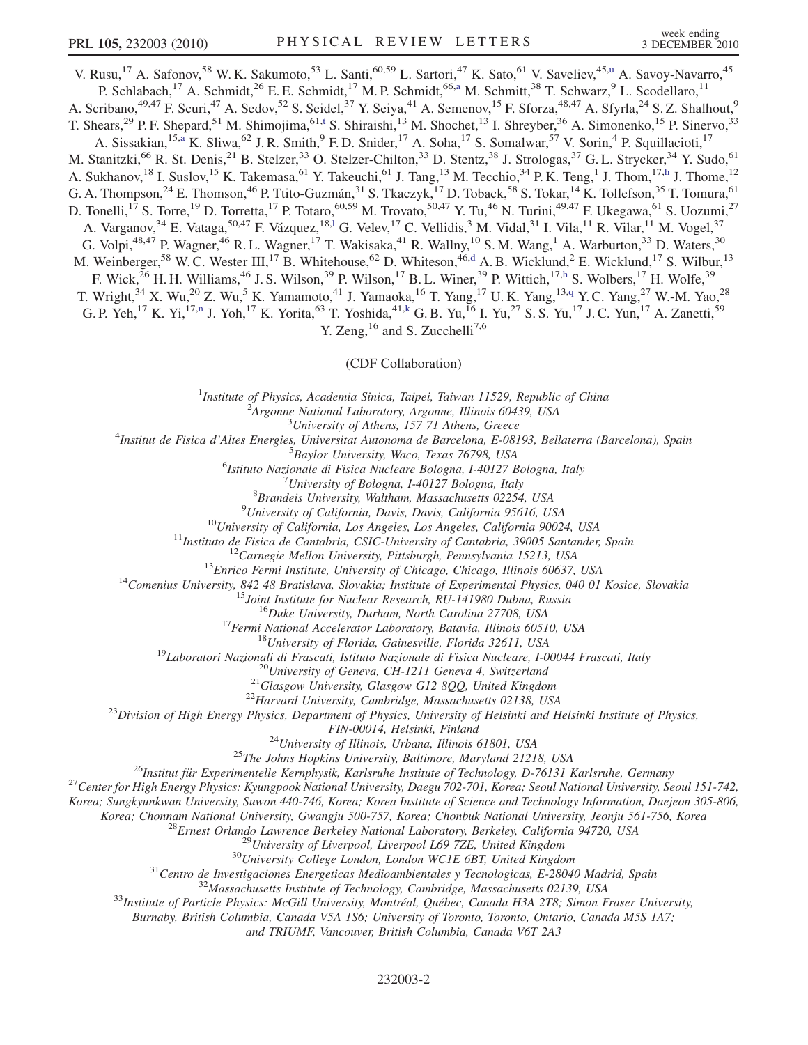V. Rusu,[17] A. Safonov,[58] W. K. Sakumoto,[53] L. Santi,[60,59] L. Sartori,[47] K. Sato,[61] V. Saveliev,[45,u] A. Savoy-Navarro,[45] P. Schlabach,[17] A. Schmidt,[26] E. E. Schmidt,[17] M. P. Schmidt,[66,a] M. Schmitt,[38] T. Schwarz,[9] L. Scodellaro,[11] A. Scribano,[49,47] F. Scuri,[47] A. Sedov,[52] S. Seidel,[37] Y. Seiya,[41] A. Semenov,[15] F. Sforza,[48,47] A. Sfyrla,[24] S. Z. Shalhout,[9] T. Shears,[29] P. F. Shepard,[51] M. Shimojima,[61,t] S. Shiraishi,[13] M. Shochet,[13] I. Shreyber,[36] A. Simonenko,[15] P. Sinervo,[33] A. Sissakian,[15,a] K. Sliwa,[62] J. R. Smith,[9] F. D. Snider,[17] A. Soha,[17] S. Somalwar,[57] V. Sorin,[4] P. Squillacioti,[17] M. Stanitzki,[66] R. St. Denis,[21] B. Stelzer,[33] O. Stelzer-Chilton,[33] D. Stentz,[38] J. Strologas,[37] G. L. Strycker,[34] Y. Sudo,[61] A. Sukhanov,[18] I. Suslov,[15] K. Takemasa,[61] Y. Takeuchi,[61] J. Tang,[13] M. Tecchio,[34] P. K. Teng,[1] J. Thom,[17,h] J. Thome,[12] G. A. Thompson,[24] E. Thomson,[46] P. Ttito-Guzmán,[31] S. Tkaczyk,[17] D. Toback,[58] S. Tokar,[14] K. Tollefson,[35] T. Tomura,[61] D. Tonelli,[17] S. Torre,[19] D. Torretta,[17] P. Totaro,[60,59] M. Trovato,[50,47] Y. Tu,[46] N. Turini,[49,47] F. Ukegawa,[61] S. Uozumi,[27] A. Varganov,[34] E. Vataga,[50,47] F. Vázquez,[18,l] G. Velev,[17] C. Vellidis,[3] M. Vidal,[31] I. Vila,[11] R. Vilar,[11] M. Vogel,[37] G. Volpi,[48,47] P. Wagner,[46] R. L. Wagner,[17] T. Wakisaka,[41] R. Wallny,[10] S. M. Wang,[1] A. Warburton,[33] D. Waters,[30] M. Weinberger,[58] W. C. Wester III,[17] B. Whitehouse,[62] D. Whiteson,[46,d] A. B. Wicklund,[2] E. Wicklund,[17] S. Wilbur,[13] F. Wick,[26] H. H. Williams,[46] J. S. Wilson,[39] P. Wilson,[17] B. L. Winer,[39] P. Wittich,[17,h] S. Wolbers,[17] H. Wolfe,[39] T. Wright,[34] X. Wu,[20] Z. Wu,[5] K. Yamamoto,[41] J. Yamaoka,[16] T. Yang,[17] U. K. Yang,[13,q] Y. C. Yang,[27] W.-M. Yao,[28] G. P. Yeh,[17] K. Yi,[17,n] J. Yoh,[17] K. Yorita,[63] T. Yoshida,[41,k] G. B. Yu,[16] I. Yu,[27] S. S. Yu,[17] J. C. Yun,[17] A. Zanetti,[59] Y. Zeng,[16] and S. Zucchelli[7,6]

(CDF Collaboration)

[1]*Institute of Physics, Academia Sinica, Taipei, Taiwan 11529, Republic of China*
[2]*Argonne National Laboratory, Argonne, Illinois 60439, USA*
[3]*University of Athens, 157 71 Athens, Greece*
[4]*Institut de Fisica d'Altes Energies, Universitat Autonoma de Barcelona, E-08193, Bellaterra (Barcelona), Spain*
[5]*Baylor University, Waco, Texas 76798, USA*
[6]*Istituto Nazionale di Fisica Nucleare Bologna, I-40127 Bologna, Italy*
[7]*University of Bologna, I-40127 Bologna, Italy*
[8]*Brandeis University, Waltham, Massachusetts 02254, USA*
[9]*University of California, Davis, Davis, California 95616, USA*
[10]*University of California, Los Angeles, Los Angeles, California 90024, USA*
[11]*Instituto de Fisica de Cantabria, CSIC-University of Cantabria, 39005 Santander, Spain*
[12]*Carnegie Mellon University, Pittsburgh, Pennsylvania 15213, USA*
[13]*Enrico Fermi Institute, University of Chicago, Chicago, Illinois 60637, USA*
[14]*Comenius University, 842 48 Bratislava, Slovakia; Institute of Experimental Physics, 040 01 Kosice, Slovakia*
[15]*Joint Institute for Nuclear Research, RU-141980 Dubna, Russia*
[16]*Duke University, Durham, North Carolina 27708, USA*
[17]*Fermi National Accelerator Laboratory, Batavia, Illinois 60510, USA*
[18]*University of Florida, Gainesville, Florida 32611, USA*
[19]*Laboratori Nazionali di Frascati, Istituto Nazionale di Fisica Nucleare, I-00044 Frascati, Italy*
[20]*University of Geneva, CH-1211 Geneva 4, Switzerland*
[21]*Glasgow University, Glasgow G12 8QQ, United Kingdom*
[22]*Harvard University, Cambridge, Massachusetts 02138, USA*
[23]*Division of High Energy Physics, Department of Physics, University of Helsinki and Helsinki Institute of Physics, FIN-00014, Helsinki, Finland*
[24]*University of Illinois, Urbana, Illinois 61801, USA*
[25]*The Johns Hopkins University, Baltimore, Maryland 21218, USA*
[26]*Institut für Experimentelle Kernphysik, Karlsruhe Institute of Technology, D-76131 Karlsruhe, Germany*
[27]*Center for High Energy Physics: Kyungpook National University, Daegu 702-701, Korea; Seoul National University, Seoul 151-742, Korea; Sungkyunkwan University, Suwon 440-746, Korea; Korea Institute of Science and Technology Information, Daejeon 305-806, Korea; Chonnam National University, Gwangju 500-757, Korea; Chonbuk National University, Jeonju 561-756, Korea*
[28]*Ernest Orlando Lawrence Berkeley National Laboratory, Berkeley, California 94720, USA*
[29]*University of Liverpool, Liverpool L69 7ZE, United Kingdom*
[30]*University College London, London WC1E 6BT, United Kingdom*
[31]*Centro de Investigaciones Energeticas Medioambientales y Tecnologicas, E-28040 Madrid, Spain*
[32]*Massachusetts Institute of Technology, Cambridge, Massachusetts 02139, USA*
[33]*Institute of Particle Physics: McGill University, Montréal, Québec, Canada H3A 2T8; Simon Fraser University, Burnaby, British Columbia, Canada V5A 1S6; University of Toronto, Toronto, Ontario, Canada M5S 1A7; and TRIUMF, Vancouver, British Columbia, Canada V6T 2A3*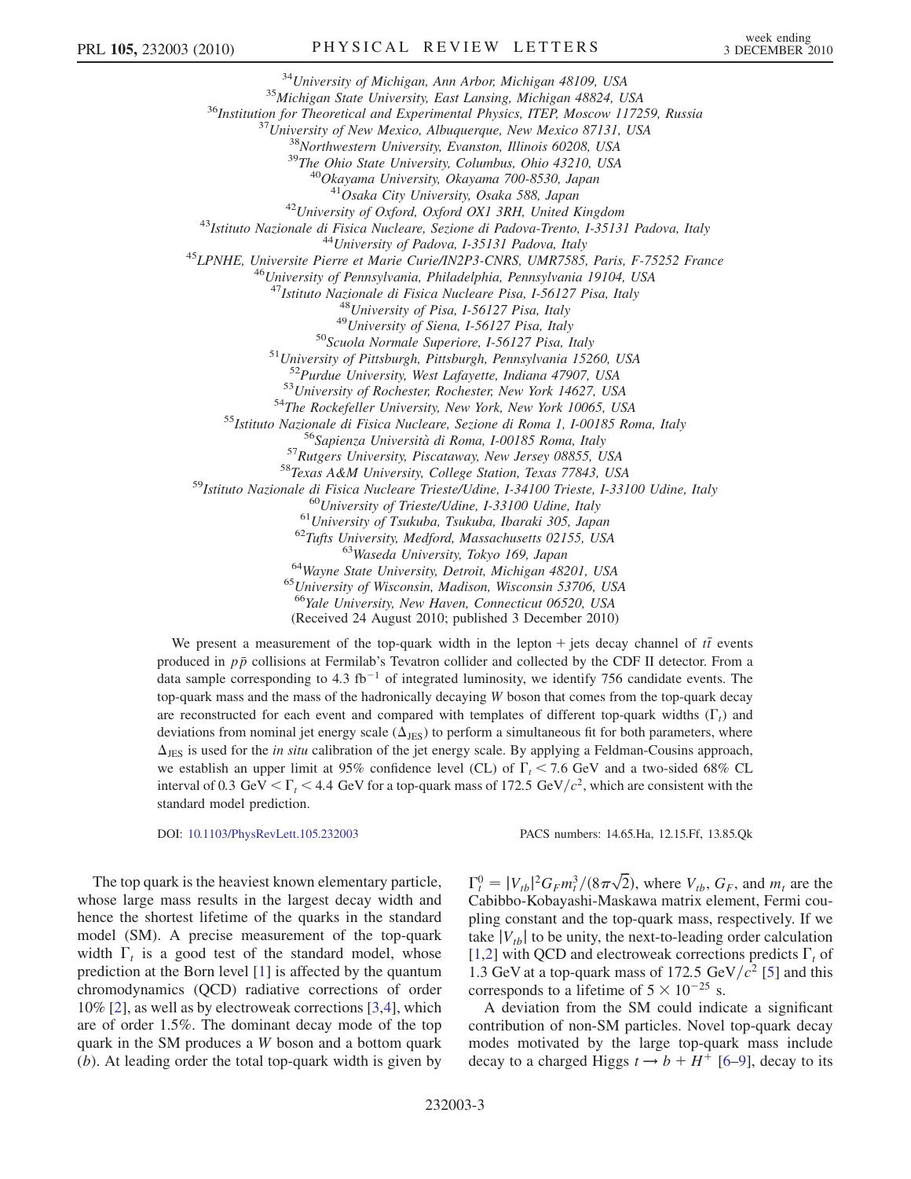[34]University of Michigan, Ann Arbor, Michigan 48109, USA
[35]Michigan State University, East Lansing, Michigan 48824, USA
[36]Institution for Theoretical and Experimental Physics, ITEP, Moscow 117259, Russia
[37]University of New Mexico, Albuquerque, New Mexico 87131, USA
[38]Northwestern University, Evanston, Illinois 60208, USA
[39]The Ohio State University, Columbus, Ohio 43210, USA
[40]Okayama University, Okayama 700-8530, Japan
[41]Osaka City University, Osaka 588, Japan
[42]University of Oxford, Oxford OX1 3RH, United Kingdom
[43]Istituto Nazionale di Fisica Nucleare, Sezione di Padova-Trento, I-35131 Padova, Italy
[44]University of Padova, I-35131 Padova, Italy
[45]LPNHE, Universite Pierre et Marie Curie/IN2P3-CNRS, UMR7585, Paris, F-75252 France
[46]University of Pennsylvania, Philadelphia, Pennsylvania 19104, USA
[47]Istituto Nazionale di Fisica Nucleare Pisa, I-56127 Pisa, Italy
[48]University of Pisa, I-56127 Pisa, Italy
[49]University of Siena, I-56127 Pisa, Italy
[50]Scuola Normale Superiore, I-56127 Pisa, Italy
[51]University of Pittsburgh, Pittsburgh, Pennsylvania 15260, USA
[52]Purdue University, West Lafayette, Indiana 47907, USA
[53]University of Rochester, Rochester, New York 14627, USA
[54]The Rockefeller University, New York, New York 10065, USA
[55]Istituto Nazionale di Fisica Nucleare, Sezione di Roma 1, I-00185 Roma, Italy
[56]Sapienza Università di Roma, I-00185 Roma, Italy
[57]Rutgers University, Piscataway, New Jersey 08855, USA
[58]Texas A&M University, College Station, Texas 77843, USA
[59]Istituto Nazionale di Fisica Nucleare Trieste/Udine, I-34100 Trieste, I-33100 Udine, Italy
[60]University of Trieste/Udine, I-33100 Udine, Italy
[61]University of Tsukuba, Tsukuba, Ibaraki 305, Japan
[62]Tufts University, Medford, Massachusetts 02155, USA
[63]Waseda University, Tokyo 169, Japan
[64]Wayne State University, Detroit, Michigan 48201, USA
[65]University of Wisconsin, Madison, Wisconsin 53706, USA
[66]Yale University, New Haven, Connecticut 06520, USA

(Received 24 August 2010; published 3 December 2010)

We present a measurement of the top-quark width in the lepton + jets decay channel of $t\bar{t}$ events produced in $p\bar{p}$ collisions at Fermilab's Tevatron collider and collected by the CDF II detector. From a data sample corresponding to 4.3 $\text{fb}^{-1}$ of integrated luminosity, we identify 756 candidate events. The top-quark mass and the mass of the hadronically decaying $W$ boson that comes from the top-quark decay are reconstructed for each event and compared with templates of different top-quark widths ($\Gamma_t$) and deviations from nominal jet energy scale ($\Delta_{\text{JES}}$) to perform a simultaneous fit for both parameters, where $\Delta_{\text{JES}}$ is used for the *in situ* calibration of the jet energy scale. By applying a Feldman-Cousins approach, we establish an upper limit at 95% confidence level (CL) of $\Gamma_t < 7.6$ GeV and a two-sided 68% CL interval of 0.3 GeV $< \Gamma_t <$ 4.4 GeV for a top-quark mass of 172.5 $\text{GeV}/c^2$, which are consistent with the standard model prediction.

DOI: 10.1103/PhysRevLett.105.232003 PACS numbers: 14.65.Ha, 12.15.Ff, 13.85.Qk

The top quark is the heaviest known elementary particle, whose large mass results in the largest decay width and hence the shortest lifetime of the quarks in the standard model (SM). A precise measurement of the top-quark width $\Gamma_t$ is a good test of the standard model, whose prediction at the Born level [1] is affected by the quantum chromodynamics (QCD) radiative corrections of order 10% [2], as well as by electroweak corrections [3,4], which are of order 1.5%. The dominant decay mode of the top quark in the SM produces a $W$ boson and a bottom quark ($b$). At leading order the total top-quark width is given by $\Gamma_t^0 = |V_{tb}|^2 G_F m_t^3/(8\pi\sqrt{2})$, where $V_{tb}$, $G_F$, and $m_t$ are the Cabibbo-Kobayashi-Maskawa matrix element, Fermi coupling constant and the top-quark mass, respectively. If we take $|V_{tb}|$ to be unity, the next-to-leading order calculation [1,2] with QCD and electroweak corrections predicts $\Gamma_t$ of 1.3 GeV at a top-quark mass of 172.5 $\text{GeV}/c^2$ [5] and this corresponds to a lifetime of $5 \times 10^{-25}$ s.

A deviation from the SM could indicate a significant contribution of non-SM particles. Novel top-quark decay modes motivated by the large top-quark mass include decay to a charged Higgs $t \rightarrow b + H^+$ [6–9], decay to its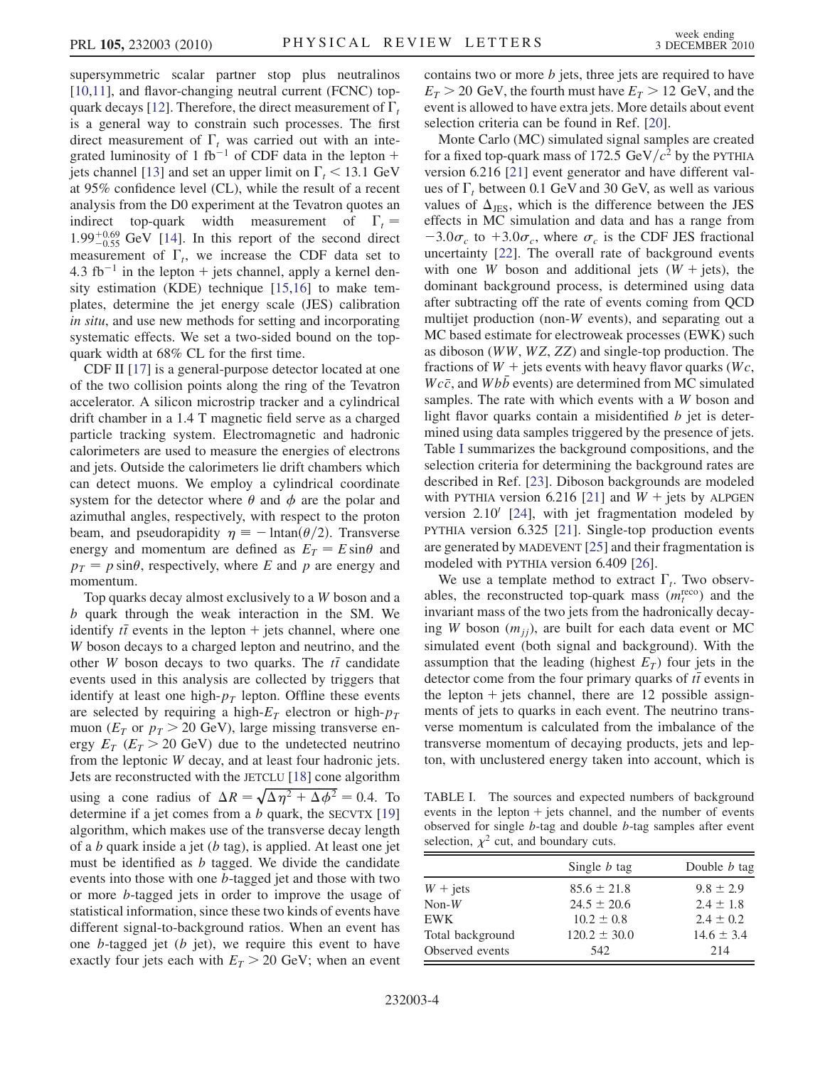supersymmetric scalar partner stop plus neutralinos [10,11], and flavor-changing neutral current (FCNC) top-quark decays [12]. Therefore, the direct measurement of $\Gamma_t$ is a general way to constrain such processes. The first direct measurement of $\Gamma_t$ was carried out with an integrated luminosity of 1 fb$^{-1}$ of CDF data in the lepton + jets channel [13] and set an upper limit on $\Gamma_t < 13.1$ GeV at 95% confidence level (CL), while the result of a recent analysis from the D0 experiment at the Tevatron quotes an indirect top-quark width measurement of $\Gamma_t = 1.99^{+0.69}_{-0.55}$ GeV [14]. In this report of the second direct measurement of $\Gamma_t$, we increase the CDF data set to 4.3 fb$^{-1}$ in the lepton + jets channel, apply a kernel density estimation (KDE) technique [15,16] to make templates, determine the jet energy scale (JES) calibration *in situ*, and use new methods for setting and incorporating systematic effects. We set a two-sided bound on the top-quark width at 68% CL for the first time.

CDF II [17] is a general-purpose detector located at one of the two collision points along the ring of the Tevatron accelerator. A silicon microstrip tracker and a cylindrical drift chamber in a 1.4 T magnetic field serve as a charged particle tracking system. Electromagnetic and hadronic calorimeters are used to measure the energies of electrons and jets. Outside the calorimeters lie drift chambers which can detect muons. We employ a cylindrical coordinate system for the detector where $\theta$ and $\phi$ are the polar and azimuthal angles, respectively, with respect to the proton beam, and pseudorapidity $\eta \equiv -\ln\tan(\theta/2)$. Transverse energy and momentum are defined as $E_T = E\sin\theta$ and $p_T = p\sin\theta$, respectively, where $E$ and $p$ are energy and momentum.

Top quarks decay almost exclusively to a $W$ boson and a $b$ quark through the weak interaction in the SM. We identify $t\bar{t}$ events in the lepton + jets channel, where one $W$ boson decays to a charged lepton and neutrino, and the other $W$ boson decays to two quarks. The $t\bar{t}$ candidate events used in this analysis are collected by triggers that identify at least one high-$p_T$ lepton. Offline these events are selected by requiring a high-$E_T$ electron or high-$p_T$ muon ($E_T$ or $p_T > 20$ GeV), large missing transverse energy $\not\!\!E_T$ ($\not\!\!E_T > 20$ GeV) due to the undetected neutrino from the leptonic $W$ decay, and at least four hadronic jets. Jets are reconstructed with the JETCLU [18] cone algorithm using a cone radius of $\Delta R = \sqrt{\Delta\eta^2 + \Delta\phi^2} = 0.4$. To determine if a jet comes from a $b$ quark, the SECVTX [19] algorithm, which makes use of the transverse decay length of a $b$ quark inside a jet ($b$ tag), is applied. At least one jet must be identified as $b$ tagged. We divide the candidate events into those with one $b$-tagged jet and those with two or more $b$-tagged jets in order to improve the usage of statistical information, since these two kinds of events have different signal-to-background ratios. When an event has one $b$-tagged jet ($b$ jet), we require this event to have exactly four jets each with $E_T > 20$ GeV; when an event contains two or more $b$ jets, three jets are required to have $E_T > 20$ GeV, the fourth must have $E_T > 12$ GeV, and the event is allowed to have extra jets. More details about event selection criteria can be found in Ref. [20].

Monte Carlo (MC) simulated signal samples are created for a fixed top-quark mass of 172.5 GeV/$c^2$ by the PYTHIA version 6.216 [21] event generator and have different values of $\Gamma_t$ between 0.1 GeV and 30 GeV, as well as various values of $\Delta_{\rm JES}$, which is the difference between the JES effects in MC simulation and data and has a range from $-3.0\sigma_c$ to $+3.0\sigma_c$, where $\sigma_c$ is the CDF JES fractional uncertainty [22]. The overall rate of background events with one $W$ boson and additional jets ($W$ + jets), the dominant background process, is determined using data after subtracting off the rate of events coming from QCD multijet production (non-$W$ events), and separating out a MC based estimate for electroweak processes (EWK) such as diboson ($WW$, $WZ$, $ZZ$) and single-top production. The fractions of $W$ + jets events with heavy flavor quarks ($Wc$, $Wc\bar{c}$, and $Wb\bar{b}$ events) are determined from MC simulated samples. The rate with which events with a $W$ boson and light flavor quarks contain a misidentified $b$ jet is determined using data samples triggered by the presence of jets. Table I summarizes the background compositions, and the selection criteria for determining the background rates are described in Ref. [23]. Diboson backgrounds are modeled with PYTHIA version 6.216 [21] and $W$ + jets by ALPGEN version 2.10′ [24], with jet fragmentation modeled by PYTHIA version 6.325 [21]. Single-top production events are generated by MADEVENT [25] and their fragmentation is modeled with PYTHIA version 6.409 [26].

We use a template method to extract $\Gamma_t$. Two observables, the reconstructed top-quark mass ($m_t^{\rm reco}$) and the invariant mass of the two jets from the hadronically decaying $W$ boson ($m_{jj}$), are built for each data event or MC simulated event (both signal and background). With the assumption that the leading (highest $E_T$) four jets in the detector come from the four primary quarks of $t\bar{t}$ events in the lepton + jets channel, there are 12 possible assignments of jets to quarks in each event. The neutrino transverse momentum is calculated from the imbalance of the transverse momentum of decaying products, jets and lepton, with unclustered energy taken into account, which is

TABLE I. The sources and expected numbers of background events in the lepton + jets channel, and the number of events observed for single $b$-tag and double $b$-tag samples after event selection, $\chi^2$ cut, and boundary cuts.

| | Single $b$ tag | Double $b$ tag |
|---|---|---|
| $W$ + jets | $85.6 \pm 21.8$ | $9.8 \pm 2.9$ |
| Non-$W$ | $24.5 \pm 20.6$ | $2.4 \pm 1.8$ |
| EWK | $10.2 \pm 0.8$ | $2.4 \pm 0.2$ |
| Total background | $120.2 \pm 30.0$ | $14.6 \pm 3.4$ |
| Observed events | 542 | 214 |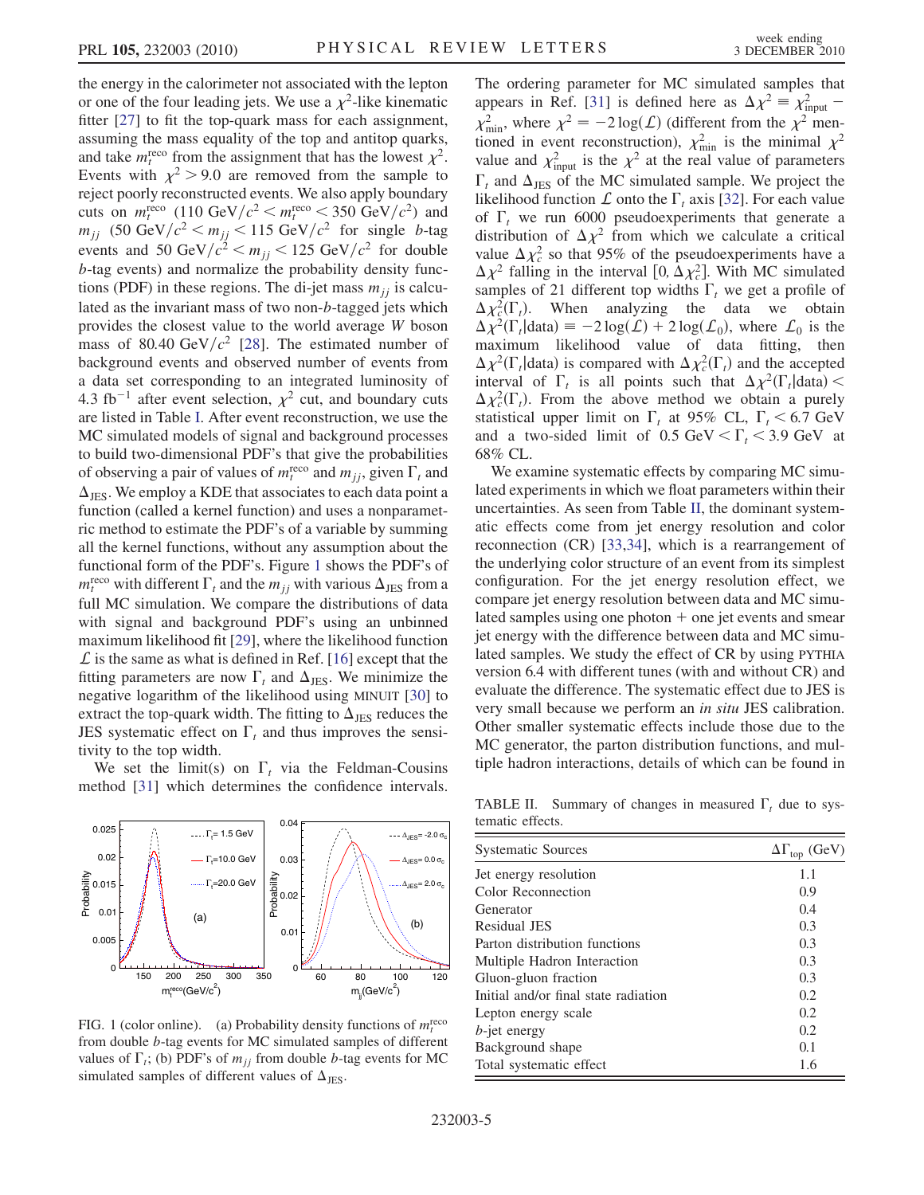the energy in the calorimeter not associated with the lepton or one of the four leading jets. We use a $\chi^2$-like kinematic fitter [27] to fit the top-quark mass for each assignment, assuming the mass equality of the top and antitop quarks, and take $m_t^{\rm reco}$ from the assignment that has the lowest $\chi^2$. Events with $\chi^2 > 9.0$ are removed from the sample to reject poorly reconstructed events. We also apply boundary cuts on $m_t^{\rm reco}$ ($110~{\rm GeV}/c^2 < m_t^{\rm reco} < 350~{\rm GeV}/c^2$) and $m_{jj}$ ($50~{\rm GeV}/c^2 < m_{jj} < 115~{\rm GeV}/c^2$ for single $b$-tag events and $50~{\rm GeV}/c^2 < m_{jj} < 125~{\rm GeV}/c^2$ for double $b$-tag events) and normalize the probability density functions (PDF) in these regions. The di-jet mass $m_{jj}$ is calculated as the invariant mass of two non-$b$-tagged jets which provides the closest value to the world average $W$ boson mass of $80.40~{\rm GeV}/c^2$ [28]. The estimated number of background events and observed number of events from a data set corresponding to an integrated luminosity of $4.3~{\rm fb}^{-1}$ after event selection, $\chi^2$ cut, and boundary cuts are listed in Table I. After event reconstruction, we use the MC simulated models of signal and background processes to build two-dimensional PDF's that give the probabilities of observing a pair of values of $m_t^{\rm reco}$ and $m_{jj}$, given $\Gamma_t$ and $\Delta_{\rm JES}$. We employ a KDE that associates to each data point a function (called a kernel function) and uses a nonparametric method to estimate the PDF's of a variable by summing all the kernel functions, without any assumption about the functional form of the PDF's. Figure 1 shows the PDF's of $m_t^{\rm reco}$ with different $\Gamma_t$ and the $m_{jj}$ with various $\Delta_{\rm JES}$ from a full MC simulation. We compare the distributions of data with signal and background PDF's using an unbinned maximum likelihood fit [29], where the likelihood function $\mathcal{L}$ is the same as what is defined in Ref. [16] except that the fitting parameters are now $\Gamma_t$ and $\Delta_{\rm JES}$. We minimize the negative logarithm of the likelihood using MINUIT [30] to extract the top-quark width. The fitting to $\Delta_{\rm JES}$ reduces the JES systematic effect on $\Gamma_t$ and thus improves the sensitivity to the top width.

We set the limit(s) on $\Gamma_t$ via the Feldman-Cousins method [31] which determines the confidence intervals. The ordering parameter for MC simulated samples that appears in Ref. [31] is defined here as $\Delta\chi^2 \equiv \chi^2_{\rm input} - \chi^2_{\rm min}$, where $\chi^2 = -2\log(\mathcal{L})$ (different from the $\chi^2$ mentioned in event reconstruction), $\chi^2_{\rm min}$ is the minimal $\chi^2$ value and $\chi^2_{\rm input}$ is the $\chi^2$ at the real value of parameters $\Gamma_t$ and $\Delta_{\rm JES}$ of the MC simulated sample. We project the likelihood function $\mathcal{L}$ onto the $\Gamma_t$ axis [32]. For each value of $\Gamma_t$ we run 6000 pseudoexperiments that generate a distribution of $\Delta\chi^2$ from which we calculate a critical value $\Delta\chi^2_c$ so that 95% of the pseudoexperiments have a $\Delta\chi^2$ falling in the interval $[0, \Delta\chi^2_c]$. With MC simulated samples of 21 different top widths $\Gamma_t$ we get a profile of $\Delta\chi^2_c(\Gamma_t)$. When analyzing the data we obtain $\Delta\chi^2(\Gamma_t|{\rm data}) \equiv -2\log(\mathcal{L}) + 2\log(\mathcal{L}_0)$, where $\mathcal{L}_0$ is the maximum likelihood value of data fitting, then $\Delta\chi^2(\Gamma_t|{\rm data})$ is compared with $\Delta\chi^2_c(\Gamma_t)$ and the accepted interval of $\Gamma_t$ is all points such that $\Delta\chi^2(\Gamma_t|{\rm data}) < \Delta\chi^2_c(\Gamma_t)$. From the above method we obtain a purely statistical upper limit on $\Gamma_t$ at 95% CL, $\Gamma_t < 6.7$ GeV and a two-sided limit of $0.5~{\rm GeV} < \Gamma_t < 3.9$ GeV at 68% CL.

We examine systematic effects by comparing MC simulated experiments in which we float parameters within their uncertainties. As seen from Table II, the dominant systematic effects come from jet energy resolution and color reconnection (CR) [33,34], which is a rearrangement of the underlying color structure of an event from its simplest configuration. For the jet energy resolution effect, we compare jet energy resolution between data and MC simulated samples using one photon + one jet events and smear jet energy with the difference between data and MC simulated samples. We study the effect of CR by using PYTHIA version 6.4 with different tunes (with and without CR) and evaluate the difference. The systematic effect due to JES is very small because we perform an *in situ* JES calibration. Other smaller systematic effects include those due to the MC generator, the parton distribution functions, and multiple hadron interactions, details of which can be found in

FIG. 1 (color online). (a) Probability density functions of $m_t^{\rm reco}$ from double $b$-tag events for MC simulated samples of different values of $\Gamma_t$; (b) PDF's of $m_{jj}$ from double $b$-tag events for MC simulated samples of different values of $\Delta_{\rm JES}$.

TABLE II. Summary of changes in measured $\Gamma_t$ due to systematic effects.

| Systematic Sources | $\Delta\Gamma_{\rm top}$ (GeV) |
|---|---|
| Jet energy resolution | 1.1 |
| Color Reconnection | 0.9 |
| Generator | 0.4 |
| Residual JES | 0.3 |
| Parton distribution functions | 0.3 |
| Multiple Hadron Interaction | 0.3 |
| Gluon-gluon fraction | 0.3 |
| Initial and/or final state radiation | 0.2 |
| Lepton energy scale | 0.2 |
| $b$-jet energy | 0.2 |
| Background shape | 0.1 |
| Total systematic effect | 1.6 |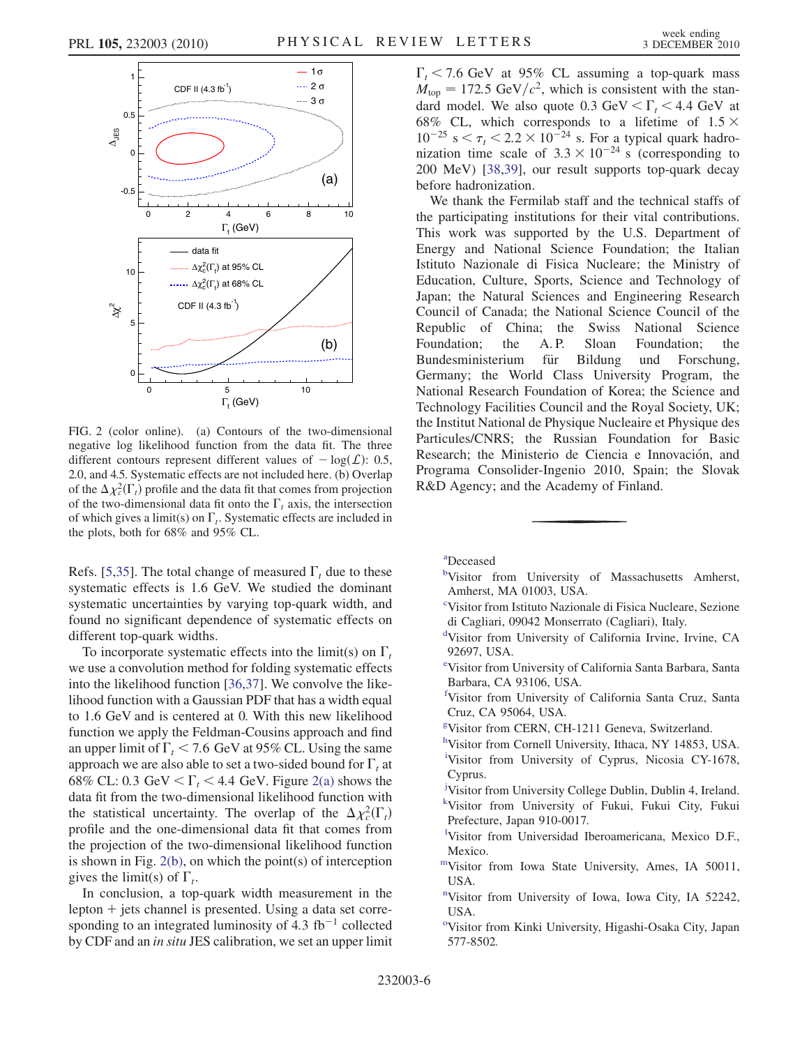FIG. 2 (color online). (a) Contours of the two-dimensional negative log likelihood function from the data fit. The three different contours represent different values of $-\log(\mathcal{L})$: 0.5, 2.0, and 4.5. Systematic effects are not included here. (b) Overlap of the $\Delta\chi^2_c(\Gamma_t)$ profile and the data fit that comes from projection of the two-dimensional data fit onto the $\Gamma_t$ axis, the intersection of which gives a limit(s) on $\Gamma_t$. Systematic effects are included in the plots, both for 68% and 95% CL.

Refs. [5,35]. The total change of measured $\Gamma_t$ due to these systematic effects is 1.6 GeV. We studied the dominant systematic uncertainties by varying top-quark width, and found no significant dependence of systematic effects on different top-quark widths.

To incorporate systematic effects into the limit(s) on $\Gamma_t$ we use a convolution method for folding systematic effects into the likelihood function [36,37]. We convolve the likelihood function with a Gaussian PDF that has a width equal to 1.6 GeV and is centered at 0. With this new likelihood function we apply the Feldman-Cousins approach and find an upper limit of $\Gamma_t < 7.6$ GeV at 95% CL. Using the same approach we are also able to set a two-sided bound for $\Gamma_t$ at 68% CL: 0.3 GeV $< \Gamma_t <$ 4.4 GeV. Figure 2(a) shows the data fit from the two-dimensional likelihood function with the statistical uncertainty. The overlap of the $\Delta\chi^2_c(\Gamma_t)$ profile and the one-dimensional data fit that comes from the projection of the two-dimensional likelihood function is shown in Fig. 2(b), on which the point(s) of interception gives the limit(s) of $\Gamma_t$.

In conclusion, a top-quark width measurement in the lepton + jets channel is presented. Using a data set corresponding to an integrated luminosity of 4.3 fb$^{-1}$ collected by CDF and an *in situ* JES calibration, we set an upper limit $\Gamma_t < 7.6$ GeV at 95% CL assuming a top-quark mass $M_{\text{top}} = 172.5$ GeV$/c^2$, which is consistent with the standard model. We also quote 0.3 GeV $< \Gamma_t <$ 4.4 GeV at 68% CL, which corresponds to a lifetime of $1.5 \times 10^{-25}$ s $< \tau_t < 2.2 \times 10^{-24}$ s. For a typical quark hadronization time scale of $3.3 \times 10^{-24}$ s (corresponding to 200 MeV) [38,39], our result supports top-quark decay before hadronization.

We thank the Fermilab staff and the technical staffs of the participating institutions for their vital contributions. This work was supported by the U.S. Department of Energy and National Science Foundation; the Italian Istituto Nazionale di Fisica Nucleare; the Ministry of Education, Culture, Sports, Science and Technology of Japan; the Natural Sciences and Engineering Research Council of Canada; the National Science Council of the Republic of China; the Swiss National Science Foundation; the A. P. Sloan Foundation; the Bundesministerium für Bildung und Forschung, Germany; the World Class University Program, the National Research Foundation of Korea; the Science and Technology Facilities Council and the Royal Society, UK; the Institut National de Physique Nucleaire et Physique des Particules/CNRS; the Russian Foundation for Basic Research; the Ministerio de Ciencia e Innovación, and Programa Consolider-Ingenio 2010, Spain; the Slovak R&D Agency; and the Academy of Finland.

---

[a]Deceased

[b]Visitor from University of Massachusetts Amherst, Amherst, MA 01003, USA.

[c]Visitor from Istituto Nazionale di Fisica Nucleare, Sezione di Cagliari, 09042 Monserrato (Cagliari), Italy.

[d]Visitor from University of California Irvine, Irvine, CA 92697, USA.

[e]Visitor from University of California Santa Barbara, Santa Barbara, CA 93106, USA.

[f]Visitor from University of California Santa Cruz, Santa Cruz, CA 95064, USA.

[g]Visitor from CERN, CH-1211 Geneva, Switzerland.

[h]Visitor from Cornell University, Ithaca, NY 14853, USA.

[i]Visitor from University of Cyprus, Nicosia CY-1678, Cyprus.

[j]Visitor from University College Dublin, Dublin 4, Ireland.

[k]Visitor from University of Fukui, Fukui City, Fukui Prefecture, Japan 910-0017.

[l]Visitor from Universidad Iberoamericana, Mexico D.F., Mexico.

[m]Visitor from Iowa State University, Ames, IA 50011, USA.

[n]Visitor from University of Iowa, Iowa City, IA 52242, USA.

[o]Visitor from Kinki University, Higashi-Osaka City, Japan 577-8502.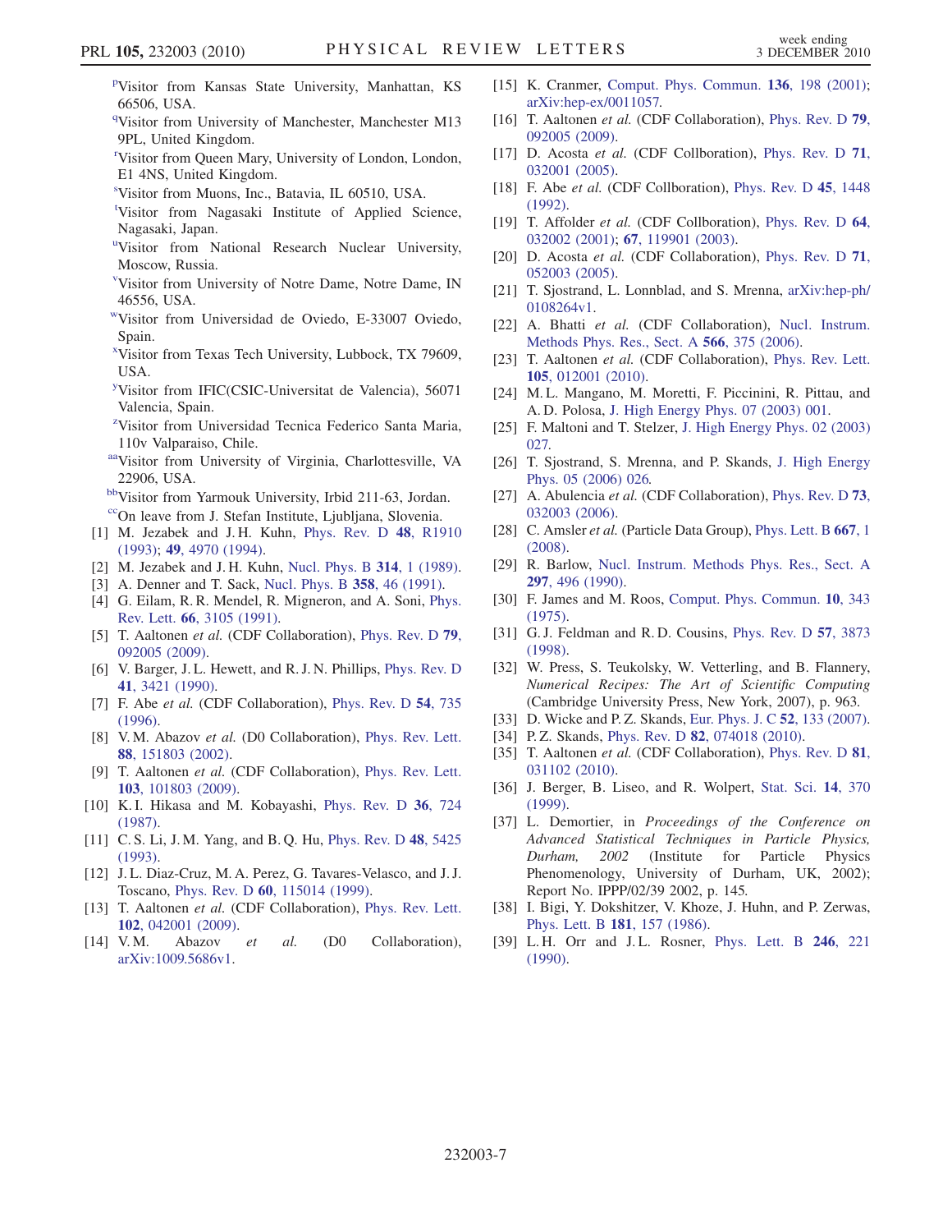[p]Visitor from Kansas State University, Manhattan, KS 66506, USA.

[q]Visitor from University of Manchester, Manchester M13 9PL, United Kingdom.

[r]Visitor from Queen Mary, University of London, London, E1 4NS, United Kingdom.

[s]Visitor from Muons, Inc., Batavia, IL 60510, USA.

[t]Visitor from Nagasaki Institute of Applied Science, Nagasaki, Japan.

[u]Visitor from National Research Nuclear University, Moscow, Russia.

[v]Visitor from University of Notre Dame, Notre Dame, IN 46556, USA.

[w]Visitor from Universidad de Oviedo, E-33007 Oviedo, Spain.

[x]Visitor from Texas Tech University, Lubbock, TX 79609, USA.

[y]Visitor from IFIC(CSIC-Universitat de Valencia), 56071 Valencia, Spain.

[z]Visitor from Universidad Tecnica Federico Santa Maria, 110v Valparaiso, Chile.

[aa]Visitor from University of Virginia, Charlottesville, VA 22906, USA.

[bb]Visitor from Yarmouk University, Irbid 211-63, Jordan.

[cc]On leave from J. Stefan Institute, Ljubljana, Slovenia.

[1] M. Jezabek and J. H. Kuhn, Phys. Rev. D **48**, R1910 (1993); **49**, 4970 (1994).

[2] M. Jezabek and J. H. Kuhn, Nucl. Phys. B **314**, 1 (1989).

[3] A. Denner and T. Sack, Nucl. Phys. B **358**, 46 (1991).

[4] G. Eilam, R. R. Mendel, R. Migneron, and A. Soni, Phys. Rev. Lett. **66**, 3105 (1991).

[5] T. Aaltonen *et al.* (CDF Collaboration), Phys. Rev. D **79**, 092005 (2009).

[6] V. Barger, J. L. Hewett, and R. J. N. Phillips, Phys. Rev. D **41**, 3421 (1990).

[7] F. Abe *et al.* (CDF Collaboration), Phys. Rev. D **54**, 735 (1996).

[8] V. M. Abazov *et al.* (D0 Collaboration), Phys. Rev. Lett. **88**, 151803 (2002).

[9] T. Aaltonen *et al.* (CDF Collaboration), Phys. Rev. Lett. **103**, 101803 (2009).

[10] K. I. Hikasa and M. Kobayashi, Phys. Rev. D **36**, 724 (1987).

[11] C. S. Li, J. M. Yang, and B. Q. Hu, Phys. Rev. D **48**, 5425 (1993).

[12] J. L. Diaz-Cruz, M. A. Perez, G. Tavares-Velasco, and J. J. Toscano, Phys. Rev. D **60**, 115014 (1999).

[13] T. Aaltonen *et al.* (CDF Collaboration), Phys. Rev. Lett. **102**, 042001 (2009).

[14] V. M. Abazov *et al.* (D0 Collaboration), arXiv:1009.5686v1.

[15] K. Cranmer, Comput. Phys. Commun. **136**, 198 (2001); arXiv:hep-ex/0011057.

[16] T. Aaltonen *et al.* (CDF Collaboration), Phys. Rev. D **79**, 092005 (2009).

[17] D. Acosta *et al.* (CDF Collboration), Phys. Rev. D **71**, 032001 (2005).

[18] F. Abe *et al.* (CDF Collboration), Phys. Rev. D **45**, 1448 (1992).

[19] T. Affolder *et al.* (CDF Collboration), Phys. Rev. D **64**, 032002 (2001); **67**, 119901 (2003).

[20] D. Acosta *et al.* (CDF Collaboration), Phys. Rev. D **71**, 052003 (2005).

[21] T. Sjostrand, L. Lonnblad, and S. Mrenna, arXiv:hep-ph/0108264v1.

[22] A. Bhatti *et al.* (CDF Collaboration), Nucl. Instrum. Methods Phys. Res., Sect. A **566**, 375 (2006).

[23] T. Aaltonen *et al.* (CDF Collaboration), Phys. Rev. Lett. **105**, 012001 (2010).

[24] M. L. Mangano, M. Moretti, F. Piccinini, R. Pittau, and A. D. Polosa, J. High Energy Phys. 07 (2003) 001.

[25] F. Maltoni and T. Stelzer, J. High Energy Phys. 02 (2003) 027.

[26] T. Sjostrand, S. Mrenna, and P. Skands, J. High Energy Phys. 05 (2006) 026.

[27] A. Abulencia *et al.* (CDF Collaboration), Phys. Rev. D **73**, 032003 (2006).

[28] C. Amsler *et al.* (Particle Data Group), Phys. Lett. B **667**, 1 (2008).

[29] R. Barlow, Nucl. Instrum. Methods Phys. Res., Sect. A **297**, 496 (1990).

[30] F. James and M. Roos, Comput. Phys. Commun. **10**, 343 (1975).

[31] G. J. Feldman and R. D. Cousins, Phys. Rev. D **57**, 3873 (1998).

[32] W. Press, S. Teukolsky, W. Vetterling, and B. Flannery, *Numerical Recipes: The Art of Scientific Computing* (Cambridge University Press, New York, 2007), p. 963.

[33] D. Wicke and P. Z. Skands, Eur. Phys. J. C **52**, 133 (2007).

[34] P. Z. Skands, Phys. Rev. D **82**, 074018 (2010).

[35] T. Aaltonen *et al.* (CDF Collaboration), Phys. Rev. D **81**, 031102 (2010).

[36] J. Berger, B. Liseo, and R. Wolpert, Stat. Sci. **14**, 370 (1999).

[37] L. Demortier, in *Proceedings of the Conference on Advanced Statistical Techniques in Particle Physics, Durham, 2002* (Institute for Particle Physics Phenomenology, University of Durham, UK, 2002); Report No. IPPP/02/39 2002, p. 145.

[38] I. Bigi, Y. Dokshitzer, V. Khoze, J. Huhn, and P. Zerwas, Phys. Lett. B **181**, 157 (1986).

[39] L. H. Orr and J. L. Rosner, Phys. Lett. B **246**, 221 (1990).